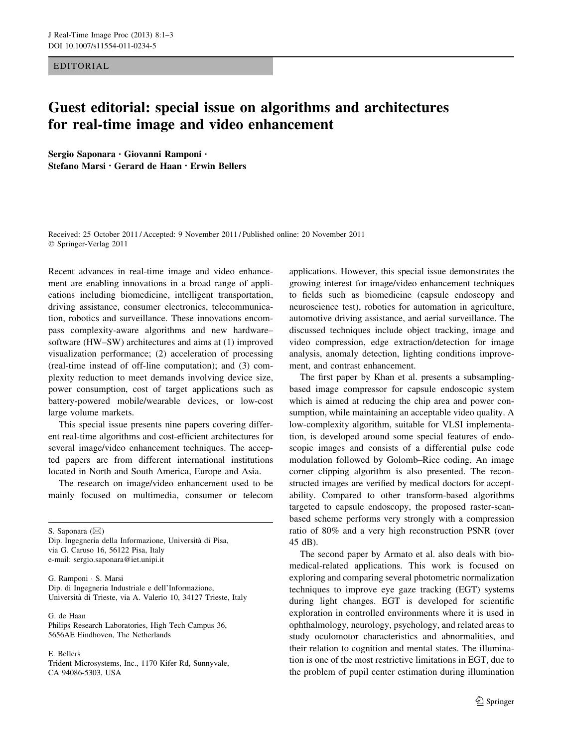EDITORIAL

# Guest editorial: special issue on algorithms and architectures for real-time image and video enhancement

**Sergio Saponara · Giovanni Ramponi · Stefano Marsi · Gerard de Haan · Erwin Bellers**

Received: 25 October 2011 / Accepted: 9 November 2011 / Published online: 20 November 2011
© Springer-Verlag 2011

Recent advances in real-time image and video enhancement are enabling innovations in a broad range of applications including biomedicine, intelligent transportation, driving assistance, consumer electronics, telecommunication, robotics and surveillance. These innovations encompass complexity-aware algorithms and new hardware–software (HW–SW) architectures and aims at (1) improved visualization performance; (2) acceleration of processing (real-time instead of off-line computation); and (3) complexity reduction to meet demands involving device size, power consumption, cost of target applications such as battery-powered mobile/wearable devices, or low-cost large volume markets.

This special issue presents nine papers covering different real-time algorithms and cost-efficient architectures for several image/video enhancement techniques. The accepted papers are from different international institutions located in North and South America, Europe and Asia.

The research on image/video enhancement used to be mainly focused on multimedia, consumer or telecom applications. However, this special issue demonstrates the growing interest for image/video enhancement techniques to fields such as biomedicine (capsule endoscopy and neuroscience test), robotics for automation in agriculture, automotive driving assistance, and aerial surveillance. The discussed techniques include object tracking, image and video compression, edge extraction/detection for image analysis, anomaly detection, lighting conditions improvement, and contrast enhancement.

The first paper by Khan et al. presents a subsampling-based image compressor for capsule endoscopic system which is aimed at reducing the chip area and power consumption, while maintaining an acceptable video quality. A low-complexity algorithm, suitable for VLSI implementation, is developed around some special features of endoscopic images and consists of a differential pulse code modulation followed by Golomb–Rice coding. An image corner clipping algorithm is also presented. The reconstructed images are verified by medical doctors for acceptability. Compared to other transform-based algorithms targeted to capsule endoscopy, the proposed raster-scan-based scheme performs very strongly with a compression ratio of 80% and a very high reconstruction PSNR (over 45 dB).

The second paper by Armato et al. also deals with biomedical-related applications. This work is focused on exploring and comparing several photometric normalization techniques to improve eye gaze tracking (EGT) systems during light changes. EGT is developed for scientific exploration in controlled environments where it is used in ophthalmology, neurology, psychology, and related areas to study oculomotor characteristics and abnormalities, and their relation to cognition and mental states. The illumination is one of the most restrictive limitations in EGT, due to the problem of pupil center estimation during illumination

S. Saponara (✉)
Dip. Ingegneria della Informazione, Università di Pisa,
via G. Caruso 16, 56122 Pisa, Italy
e-mail: sergio.saponara@iet.unipi.it

G. Ramponi · S. Marsi
Dip. di Ingegneria Industriale e dell'Informazione,
Università di Trieste, via A. Valerio 10, 34127 Trieste, Italy

G. de Haan
Philips Research Laboratories, High Tech Campus 36,
5656AE Eindhoven, The Netherlands

E. Bellers
Trident Microsystems, Inc., 1170 Kifer Rd, Sunnyvale,
CA 94086-5303, USA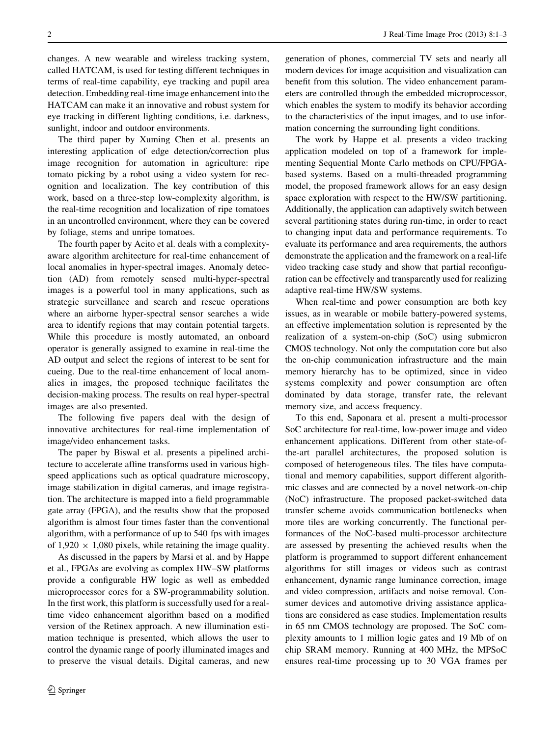changes. A new wearable and wireless tracking system, called HATCAM, is used for testing different techniques in terms of real-time capability, eye tracking and pupil area detection. Embedding real-time image enhancement into the HATCAM can make it an innovative and robust system for eye tracking in different lighting conditions, i.e. darkness, sunlight, indoor and outdoor environments.

The third paper by Xuming Chen et al. presents an interesting application of edge detection/correction plus image recognition for automation in agriculture: ripe tomato picking by a robot using a video system for recognition and localization. The key contribution of this work, based on a three-step low-complexity algorithm, is the real-time recognition and localization of ripe tomatoes in an uncontrolled environment, where they can be covered by foliage, stems and unripe tomatoes.

The fourth paper by Acito et al. deals with a complexity-aware algorithm architecture for real-time enhancement of local anomalies in hyper-spectral images. Anomaly detection (AD) from remotely sensed multi-hyper-spectral images is a powerful tool in many applications, such as strategic surveillance and search and rescue operations where an airborne hyper-spectral sensor searches a wide area to identify regions that may contain potential targets. While this procedure is mostly automated, an onboard operator is generally assigned to examine in real-time the AD output and select the regions of interest to be sent for cueing. Due to the real-time enhancement of local anomalies in images, the proposed technique facilitates the decision-making process. The results on real hyper-spectral images are also presented.

The following five papers deal with the design of innovative architectures for real-time implementation of image/video enhancement tasks.

The paper by Biswal et al. presents a pipelined architecture to accelerate affine transforms used in various high-speed applications such as optical quadrature microscopy, image stabilization in digital cameras, and image registration. The architecture is mapped into a field programmable gate array (FPGA), and the results show that the proposed algorithm is almost four times faster than the conventional algorithm, with a performance of up to 540 fps with images of $1{,}920 \times 1{,}080$ pixels, while retaining the image quality.

As discussed in the papers by Marsi et al. and by Happe et al., FPGAs are evolving as complex HW–SW platforms provide a configurable HW logic as well as embedded microprocessor cores for a SW-programmability solution. In the first work, this platform is successfully used for a real-time video enhancement algorithm based on a modified version of the Retinex approach. A new illumination estimation technique is presented, which allows the user to control the dynamic range of poorly illuminated images and to preserve the visual details. Digital cameras, and new generation of phones, commercial TV sets and nearly all modern devices for image acquisition and visualization can benefit from this solution. The video enhancement parameters are controlled through the embedded microprocessor, which enables the system to modify its behavior according to the characteristics of the input images, and to use information concerning the surrounding light conditions.

The work by Happe et al. presents a video tracking application modeled on top of a framework for implementing Sequential Monte Carlo methods on CPU/FPGA-based systems. Based on a multi-threaded programming model, the proposed framework allows for an easy design space exploration with respect to the HW/SW partitioning. Additionally, the application can adaptively switch between several partitioning states during run-time, in order to react to changing input data and performance requirements. To evaluate its performance and area requirements, the authors demonstrate the application and the framework on a real-life video tracking case study and show that partial reconfiguration can be effectively and transparently used for realizing adaptive real-time HW/SW systems.

When real-time and power consumption are both key issues, as in wearable or mobile battery-powered systems, an effective implementation solution is represented by the realization of a system-on-chip (SoC) using submicron CMOS technology. Not only the computation core but also the on-chip communication infrastructure and the main memory hierarchy has to be optimized, since in video systems complexity and power consumption are often dominated by data storage, transfer rate, the relevant memory size, and access frequency.

To this end, Saponara et al. present a multi-processor SoC architecture for real-time, low-power image and video enhancement applications. Different from other state-of-the-art parallel architectures, the proposed solution is composed of heterogeneous tiles. The tiles have computational and memory capabilities, support different algorithmic classes and are connected by a novel network-on-chip (NoC) infrastructure. The proposed packet-switched data transfer scheme avoids communication bottlenecks when more tiles are working concurrently. The functional performances of the NoC-based multi-processor architecture are assessed by presenting the achieved results when the platform is programmed to support different enhancement algorithms for still images or videos such as contrast enhancement, dynamic range luminance correction, image and video compression, artifacts and noise removal. Consumer devices and automotive driving assistance applications are considered as case studies. Implementation results in 65 nm CMOS technology are proposed. The SoC complexity amounts to 1 million logic gates and 19 Mb of on chip SRAM memory. Running at 400 MHz, the MPSoC ensures real-time processing up to 30 VGA frames per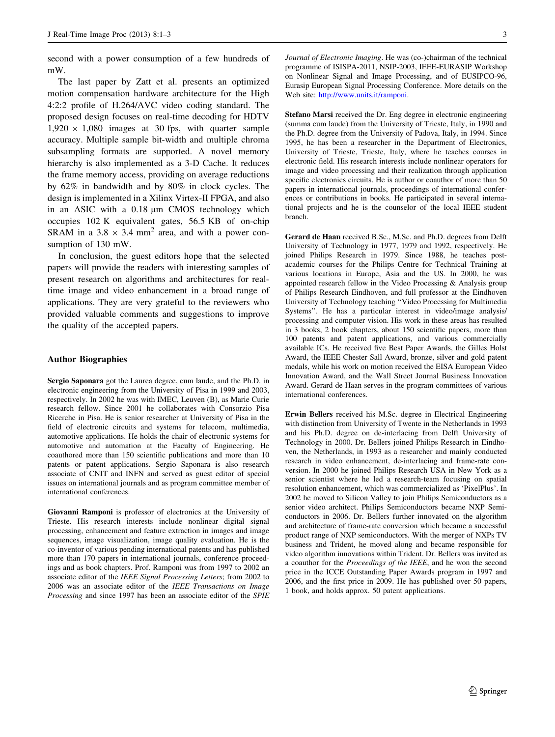second with a power consumption of a few hundreds of mW.

The last paper by Zatt et al. presents an optimized motion compensation hardware architecture for the High 4:2:2 profile of H.264/AVC video coding standard. The proposed design focuses on real-time decoding for HDTV $1,920 \times 1,080$ images at 30 fps, with quarter sample accuracy. Multiple sample bit-width and multiple chroma subsampling formats are supported. A novel memory hierarchy is also implemented as a 3-D Cache. It reduces the frame memory access, providing on average reductions by 62% in bandwidth and by 80% in clock cycles. The design is implemented in a Xilinx Virtex-II FPGA, and also in an ASIC with a 0.18 μm CMOS technology which occupies 102 K equivalent gates, 56.5 KB of on-chip SRAM in a $3.8 \times 3.4$ mm$^2$ area, and with a power consumption of 130 mW.

In conclusion, the guest editors hope that the selected papers will provide the readers with interesting samples of present research on algorithms and architectures for real-time image and video enhancement in a broad range of applications. They are very grateful to the reviewers who provided valuable comments and suggestions to improve the quality of the accepted papers.

## Author Biographies

**Sergio Saponara** got the Laurea degree, cum laude, and the Ph.D. in electronic engineering from the University of Pisa in 1999 and 2003, respectively. In 2002 he was with IMEC, Leuven (B), as Marie Curie research fellow. Since 2001 he collaborates with Consorzio Pisa Ricerche in Pisa. He is senior researcher at University of Pisa in the field of electronic circuits and systems for telecom, multimedia, automotive applications. He holds the chair of electronic systems for automotive and automation at the Faculty of Engineering. He coauthored more than 150 scientific publications and more than 10 patents or patent applications. Sergio Saponara is also research associate of CNIT and INFN and served as guest editor of special issues on international journals and as program committee member of international conferences.

**Giovanni Ramponi** is professor of electronics at the University of Trieste. His research interests include nonlinear digital signal processing, enhancement and feature extraction in images and image sequences, image visualization, image quality evaluation. He is the co-inventor of various pending international patents and has published more than 170 papers in international journals, conference proceedings and as book chapters. Prof. Ramponi was from 1997 to 2002 an associate editor of the *IEEE Signal Processing Letters*; from 2002 to 2006 was an associate editor of the *IEEE Transactions on Image Processing* and since 1997 has been an associate editor of the *SPIE Journal of Electronic Imaging*. He was (co-)chairman of the technical programme of ISISPA-2011, NSIP-2003, IEEE-EURASIP Workshop on Nonlinear Signal and Image Processing, and of EUSIPCO-96, Eurasip European Signal Processing Conference. More details on the Web site: http://www.units.it/ramponi.

**Stefano Marsi** received the Dr. Eng degree in electronic engineering (summa cum laude) from the University of Trieste, Italy, in 1990 and the Ph.D. degree from the University of Padova, Italy, in 1994. Since 1995, he has been a researcher in the Department of Electronics, University of Trieste, Trieste, Italy, where he teaches courses in electronic field. His research interests include nonlinear operators for image and video processing and their realization through application specific electronics circuits. He is author or coauthor of more than 50 papers in international journals, proceedings of international conferences or contributions in books. He participated in several international projects and he is the counselor of the local IEEE student branch.

**Gerard de Haan** received B.Sc., M.Sc. and Ph.D. degrees from Delft University of Technology in 1977, 1979 and 1992, respectively. He joined Philips Research in 1979. Since 1988, he teaches post-academic courses for the Philips Centre for Technical Training at various locations in Europe, Asia and the US. In 2000, he was appointed research fellow in the Video Processing & Analysis group of Philips Research Eindhoven, and full professor at the Eindhoven University of Technology teaching "Video Processing for Multimedia Systems". He has a particular interest in video/image analysis/processing and computer vision. His work in these areas has resulted in 3 books, 2 book chapters, about 150 scientific papers, more than 100 patents and patent applications, and various commercially available ICs. He received five Best Paper Awards, the Gilles Holst Award, the IEEE Chester Sall Award, bronze, silver and gold patent medals, while his work on motion received the EISA European Video Innovation Award, and the Wall Street Journal Business Innovation Award. Gerard de Haan serves in the program committees of various international conferences.

**Erwin Bellers** received his M.Sc. degree in Electrical Engineering with distinction from University of Twente in the Netherlands in 1993 and his Ph.D. degree on de-interlacing from Delft University of Technology in 2000. Dr. Bellers joined Philips Research in Eindhoven, the Netherlands, in 1993 as a researcher and mainly conducted research in video enhancement, de-interlacing and frame-rate conversion. In 2000 he joined Philips Research USA in New York as a senior scientist where he led a research-team focusing on spatial resolution enhancement, which was commercialized as 'PixelPlus'. In 2002 he moved to Silicon Valley to join Philips Semiconductors as a senior video architect. Philips Semiconductors became NXP Semiconductors in 2006. Dr. Bellers further innovated on the algorithm and architecture of frame-rate conversion which became a successful product range of NXP semiconductors. With the merger of NXPs TV business and Trident, he moved along and became responsible for video algorithm innovations within Trident. Dr. Bellers was invited as a coauthor for the *Proceedings of the IEEE*, and he won the second price in the ICCE Outstanding Paper Awards program in 1997 and 2006, and the first price in 2009. He has published over 50 papers, 1 book, and holds approx. 50 patent applications.